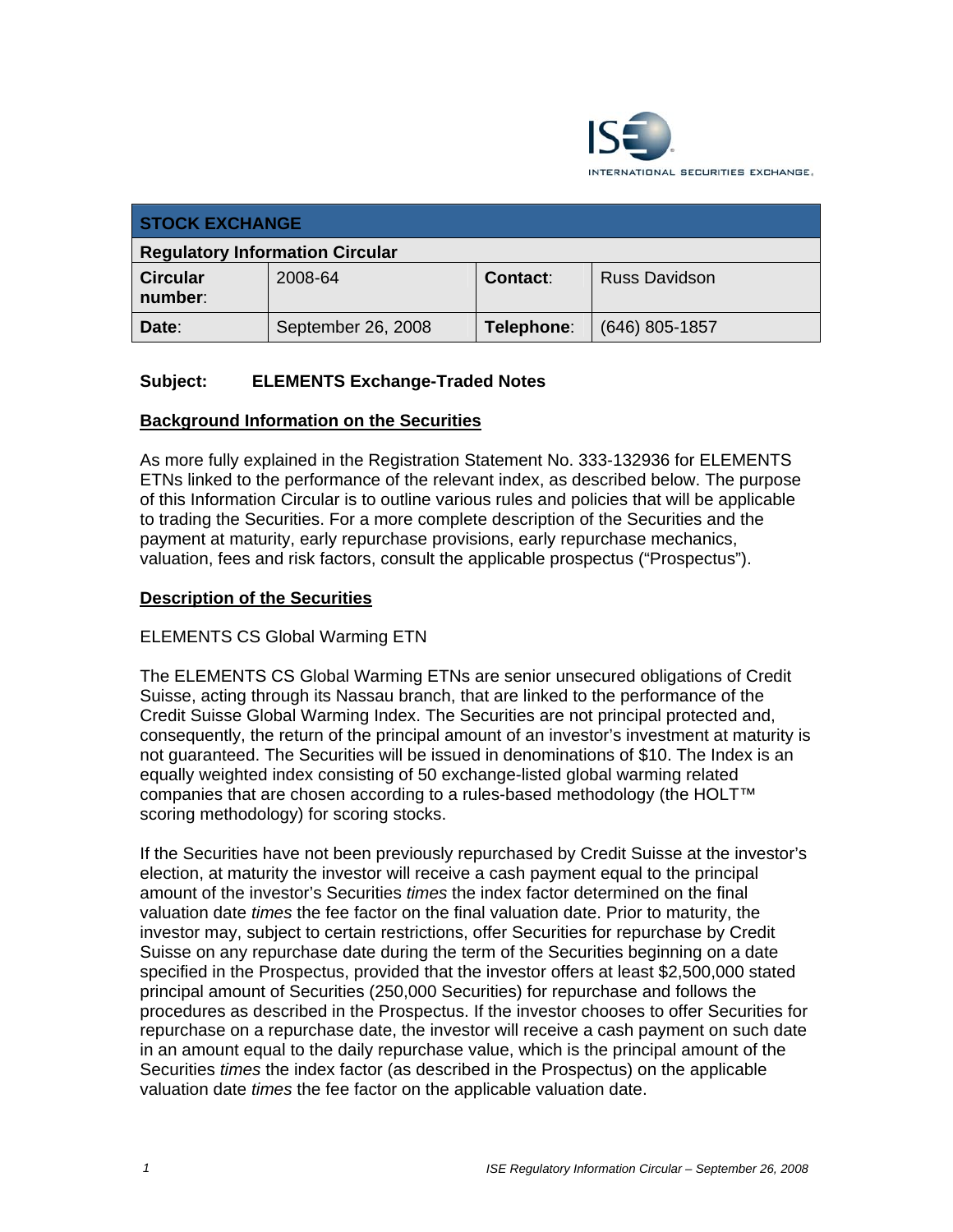ISE INTERNATIONAL SECURITIES EXCHANGE.

| STOCK EXCHANGE | | | |
|---|---|---|---|
| **Regulatory Information Circular** | | | |
| **Circular number**: | 2008-64 | **Contact**: | Russ Davidson |
| **Date**: | September 26, 2008 | **Telephone**: | (646) 805-1857 |

**Subject: ELEMENTS Exchange-Traded Notes**

**Background Information on the Securities**

As more fully explained in the Registration Statement No. 333-132936 for ELEMENTS ETNs linked to the performance of the relevant index, as described below. The purpose of this Information Circular is to outline various rules and policies that will be applicable to trading the Securities. For a more complete description of the Securities and the payment at maturity, early repurchase provisions, early repurchase mechanics, valuation, fees and risk factors, consult the applicable prospectus ("Prospectus").

**Description of the Securities**

ELEMENTS CS Global Warming ETN

The ELEMENTS CS Global Warming ETNs are senior unsecured obligations of Credit Suisse, acting through its Nassau branch, that are linked to the performance of the Credit Suisse Global Warming Index. The Securities are not principal protected and, consequently, the return of the principal amount of an investor's investment at maturity is not guaranteed. The Securities will be issued in denominations of $10. The Index is an equally weighted index consisting of 50 exchange-listed global warming related companies that are chosen according to a rules-based methodology (the HOLT™ scoring methodology) for scoring stocks.

If the Securities have not been previously repurchased by Credit Suisse at the investor's election, at maturity the investor will receive a cash payment equal to the principal amount of the investor's Securities *times* the index factor determined on the final valuation date *times* the fee factor on the final valuation date. Prior to maturity, the investor may, subject to certain restrictions, offer Securities for repurchase by Credit Suisse on any repurchase date during the term of the Securities beginning on a date specified in the Prospectus, provided that the investor offers at least $2,500,000 stated principal amount of Securities (250,000 Securities) for repurchase and follows the procedures as described in the Prospectus. If the investor chooses to offer Securities for repurchase on a repurchase date, the investor will receive a cash payment on such date in an amount equal to the daily repurchase value, which is the principal amount of the Securities *times* the index factor (as described in the Prospectus) on the applicable valuation date *times* the fee factor on the applicable valuation date.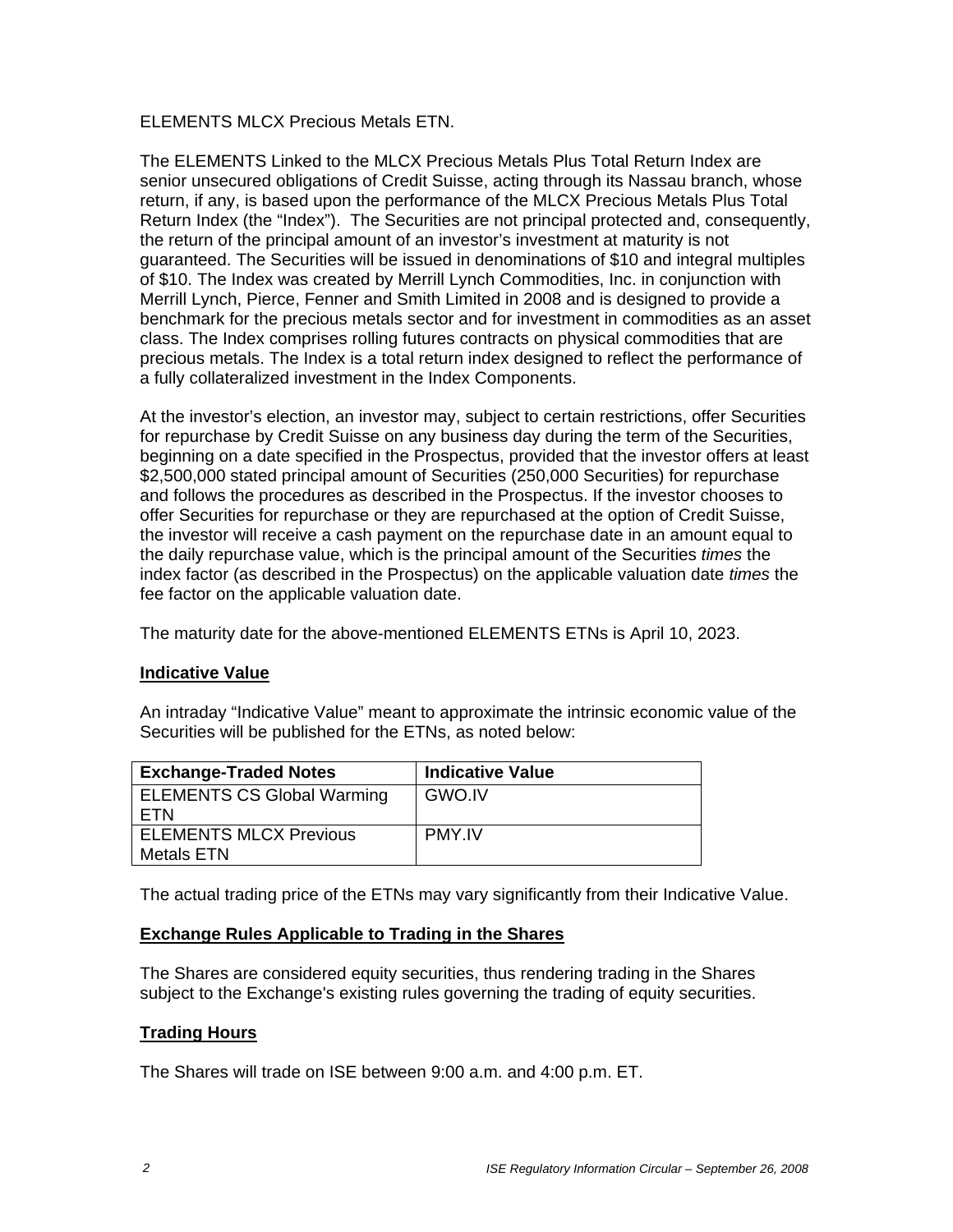ELEMENTS MLCX Precious Metals ETN.

The ELEMENTS Linked to the MLCX Precious Metals Plus Total Return Index are senior unsecured obligations of Credit Suisse, acting through its Nassau branch, whose return, if any, is based upon the performance of the MLCX Precious Metals Plus Total Return Index (the "Index"). The Securities are not principal protected and, consequently, the return of the principal amount of an investor's investment at maturity is not guaranteed. The Securities will be issued in denominations of $10 and integral multiples of $10. The Index was created by Merrill Lynch Commodities, Inc. in conjunction with Merrill Lynch, Pierce, Fenner and Smith Limited in 2008 and is designed to provide a benchmark for the precious metals sector and for investment in commodities as an asset class. The Index comprises rolling futures contracts on physical commodities that are precious metals. The Index is a total return index designed to reflect the performance of a fully collateralized investment in the Index Components.

At the investor's election, an investor may, subject to certain restrictions, offer Securities for repurchase by Credit Suisse on any business day during the term of the Securities, beginning on a date specified in the Prospectus, provided that the investor offers at least $2,500,000 stated principal amount of Securities (250,000 Securities) for repurchase and follows the procedures as described in the Prospectus. If the investor chooses to offer Securities for repurchase or they are repurchased at the option of Credit Suisse, the investor will receive a cash payment on the repurchase date in an amount equal to the daily repurchase value, which is the principal amount of the Securities *times* the index factor (as described in the Prospectus) on the applicable valuation date *times* the fee factor on the applicable valuation date.

The maturity date for the above-mentioned ELEMENTS ETNs is April 10, 2023.

## Indicative Value

An intraday "Indicative Value" meant to approximate the intrinsic economic value of the Securities will be published for the ETNs, as noted below:

| Exchange-Traded Notes | Indicative Value |
|---|---|
| ELEMENTS CS Global Warming ETN | GWO.IV |
| ELEMENTS MLCX Previous Metals ETN | PMY.IV |

The actual trading price of the ETNs may vary significantly from their Indicative Value.

## Exchange Rules Applicable to Trading in the Shares

The Shares are considered equity securities, thus rendering trading in the Shares subject to the Exchange's existing rules governing the trading of equity securities.

## Trading Hours

The Shares will trade on ISE between 9:00 a.m. and 4:00 p.m. ET.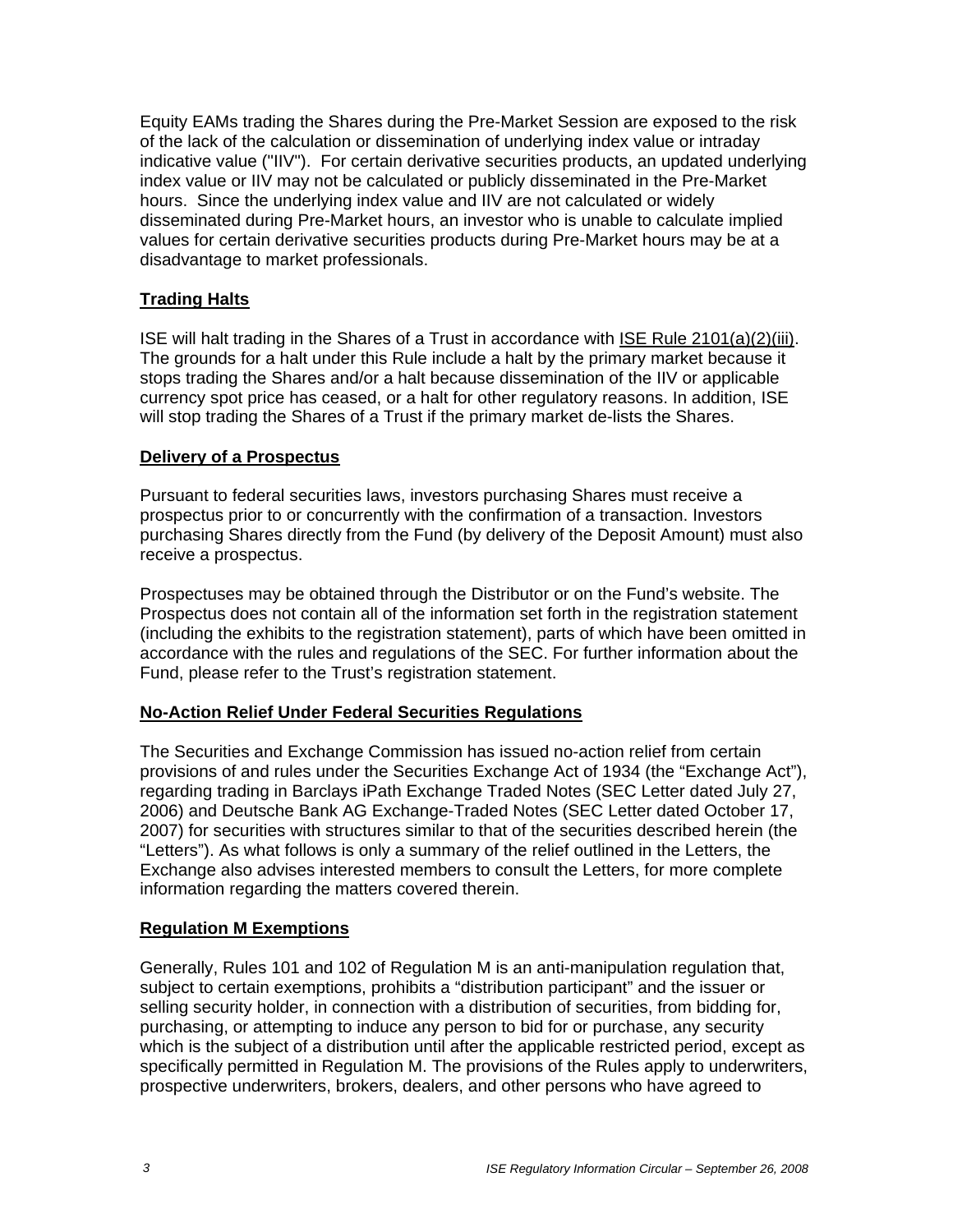Equity EAMs trading the Shares during the Pre-Market Session are exposed to the risk of the lack of the calculation or dissemination of underlying index value or intraday indicative value ("IIV"). For certain derivative securities products, an updated underlying index value or IIV may not be calculated or publicly disseminated in the Pre-Market hours. Since the underlying index value and IIV are not calculated or widely disseminated during Pre-Market hours, an investor who is unable to calculate implied values for certain derivative securities products during Pre-Market hours may be at a disadvantage to market professionals.

**Trading Halts**

ISE will halt trading in the Shares of a Trust in accordance with ISE Rule 2101(a)(2)(iii). The grounds for a halt under this Rule include a halt by the primary market because it stops trading the Shares and/or a halt because dissemination of the IIV or applicable currency spot price has ceased, or a halt for other regulatory reasons. In addition, ISE will stop trading the Shares of a Trust if the primary market de-lists the Shares.

**Delivery of a Prospectus**

Pursuant to federal securities laws, investors purchasing Shares must receive a prospectus prior to or concurrently with the confirmation of a transaction. Investors purchasing Shares directly from the Fund (by delivery of the Deposit Amount) must also receive a prospectus.

Prospectuses may be obtained through the Distributor or on the Fund's website. The Prospectus does not contain all of the information set forth in the registration statement (including the exhibits to the registration statement), parts of which have been omitted in accordance with the rules and regulations of the SEC. For further information about the Fund, please refer to the Trust's registration statement.

**No-Action Relief Under Federal Securities Regulations**

The Securities and Exchange Commission has issued no-action relief from certain provisions of and rules under the Securities Exchange Act of 1934 (the "Exchange Act"), regarding trading in Barclays iPath Exchange Traded Notes (SEC Letter dated July 27, 2006) and Deutsche Bank AG Exchange-Traded Notes (SEC Letter dated October 17, 2007) for securities with structures similar to that of the securities described herein (the "Letters"). As what follows is only a summary of the relief outlined in the Letters, the Exchange also advises interested members to consult the Letters, for more complete information regarding the matters covered therein.

**Regulation M Exemptions**

Generally, Rules 101 and 102 of Regulation M is an anti-manipulation regulation that, subject to certain exemptions, prohibits a "distribution participant" and the issuer or selling security holder, in connection with a distribution of securities, from bidding for, purchasing, or attempting to induce any person to bid for or purchase, any security which is the subject of a distribution until after the applicable restricted period, except as specifically permitted in Regulation M. The provisions of the Rules apply to underwriters, prospective underwriters, brokers, dealers, and other persons who have agreed to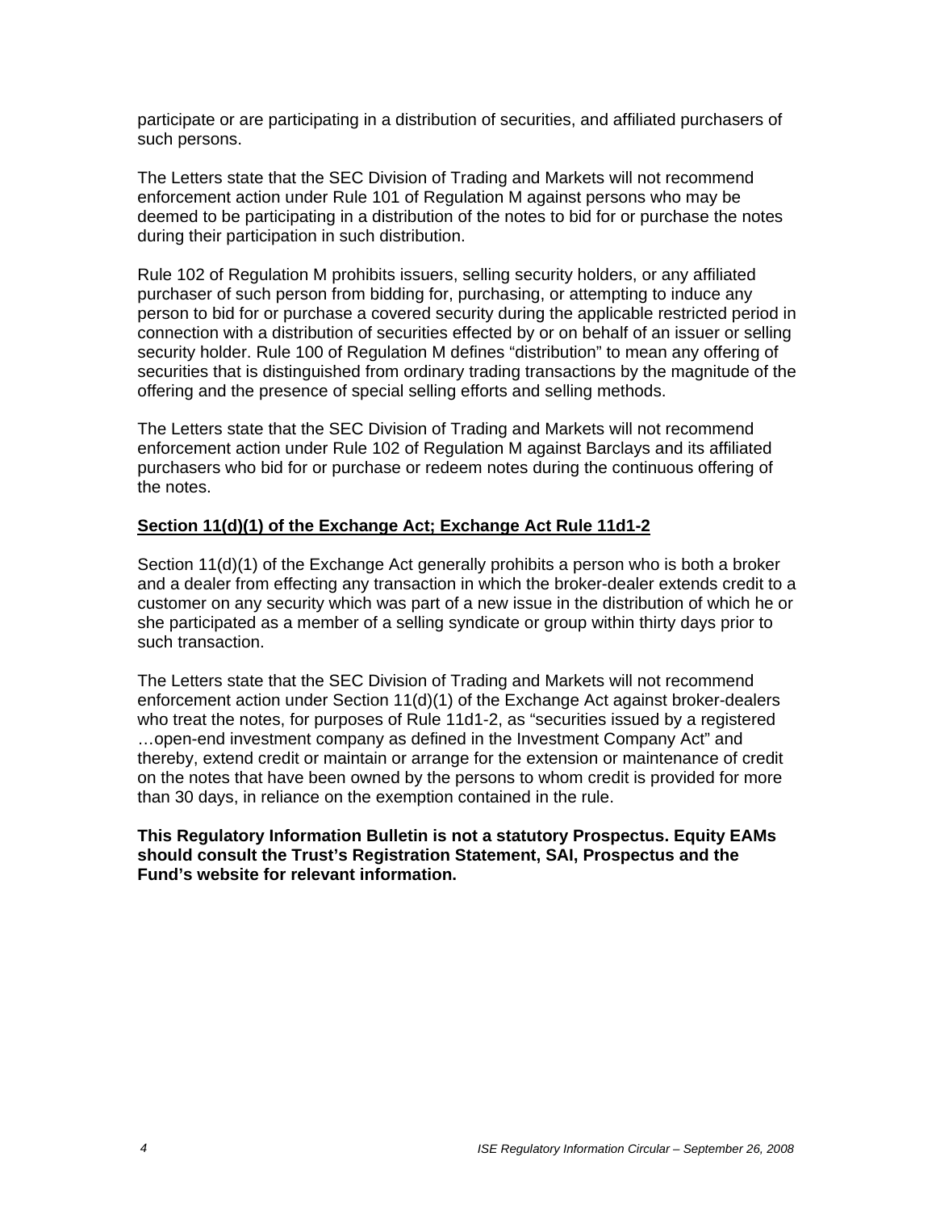participate or are participating in a distribution of securities, and affiliated purchasers of such persons.

The Letters state that the SEC Division of Trading and Markets will not recommend enforcement action under Rule 101 of Regulation M against persons who may be deemed to be participating in a distribution of the notes to bid for or purchase the notes during their participation in such distribution.

Rule 102 of Regulation M prohibits issuers, selling security holders, or any affiliated purchaser of such person from bidding for, purchasing, or attempting to induce any person to bid for or purchase a covered security during the applicable restricted period in connection with a distribution of securities effected by or on behalf of an issuer or selling security holder. Rule 100 of Regulation M defines "distribution" to mean any offering of securities that is distinguished from ordinary trading transactions by the magnitude of the offering and the presence of special selling efforts and selling methods.

The Letters state that the SEC Division of Trading and Markets will not recommend enforcement action under Rule 102 of Regulation M against Barclays and its affiliated purchasers who bid for or purchase or redeem notes during the continuous offering of the notes.

**Section 11(d)(1) of the Exchange Act; Exchange Act Rule 11d1-2**

Section 11(d)(1) of the Exchange Act generally prohibits a person who is both a broker and a dealer from effecting any transaction in which the broker-dealer extends credit to a customer on any security which was part of a new issue in the distribution of which he or she participated as a member of a selling syndicate or group within thirty days prior to such transaction.

The Letters state that the SEC Division of Trading and Markets will not recommend enforcement action under Section 11(d)(1) of the Exchange Act against broker-dealers who treat the notes, for purposes of Rule 11d1-2, as "securities issued by a registered …open-end investment company as defined in the Investment Company Act" and thereby, extend credit or maintain or arrange for the extension or maintenance of credit on the notes that have been owned by the persons to whom credit is provided for more than 30 days, in reliance on the exemption contained in the rule.

**This Regulatory Information Bulletin is not a statutory Prospectus. Equity EAMs should consult the Trust's Registration Statement, SAI, Prospectus and the Fund's website for relevant information.**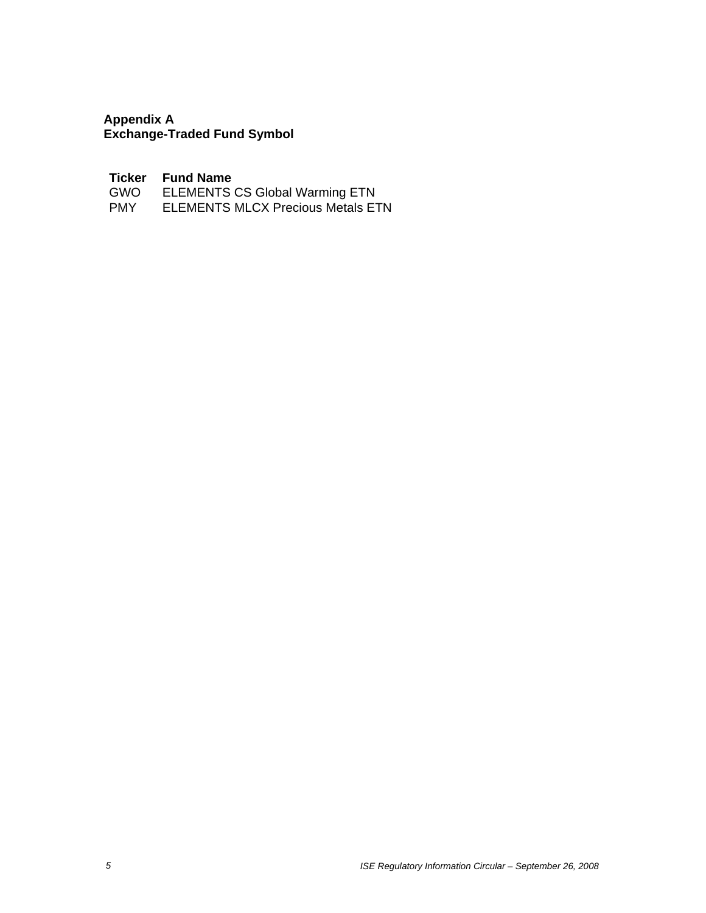**Appendix A**
**Exchange-Traded Fund Symbol**

| Ticker | Fund Name |
|---|---|
| GWO | ELEMENTS CS Global Warming ETN |
| PMY | ELEMENTS MLCX Precious Metals ETN |